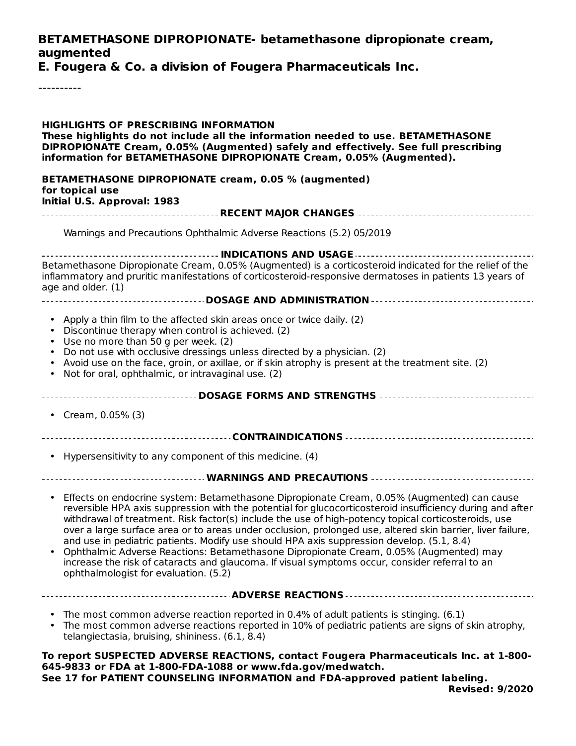# BETAMETHASONE DIPROPIONATE- betamethasone dipropionate cream, augmented

**E. Fougera & Co. a division of Fougera Pharmaceuticals Inc.**

----------

**HIGHLIGHTS OF PRESCRIBING INFORMATION**

**These highlights do not include all the information needed to use. BETAMETHASONE DIPROPIONATE Cream, 0.05% (Augmented) safely and effectively. See full prescribing information for BETAMETHASONE DIPROPIONATE Cream, 0.05% (Augmented).**

**BETAMETHASONE DIPROPIONATE cream, 0.05 % (augmented)**
**for topical use**
**Initial U.S. Approval: 1983**

## RECENT MAJOR CHANGES

Warnings and Precautions Ophthalmic Adverse Reactions (5.2) 05/2019

## INDICATIONS AND USAGE

Betamethasone Dipropionate Cream, 0.05% (Augmented) is a corticosteroid indicated for the relief of the inflammatory and pruritic manifestations of corticosteroid-responsive dermatoses in patients 13 years of age and older. (1)

## DOSAGE AND ADMINISTRATION

- Apply a thin film to the affected skin areas once or twice daily. (2)
- Discontinue therapy when control is achieved. (2)
- Use no more than 50 g per week. (2)
- Do not use with occlusive dressings unless directed by a physician. (2)
- Avoid use on the face, groin, or axillae, or if skin atrophy is present at the treatment site. (2)
- Not for oral, ophthalmic, or intravaginal use. (2)

## DOSAGE FORMS AND STRENGTHS

- Cream, 0.05% (3)

## CONTRAINDICATIONS

- Hypersensitivity to any component of this medicine. (4)

## WARNINGS AND PRECAUTIONS

- Effects on endocrine system: Betamethasone Dipropionate Cream, 0.05% (Augmented) can cause reversible HPA axis suppression with the potential for glucocorticosteroid insufficiency during and after withdrawal of treatment. Risk factor(s) include the use of high-potency topical corticosteroids, use over a large surface area or to areas under occlusion, prolonged use, altered skin barrier, liver failure, and use in pediatric patients. Modify use should HPA axis suppression develop. (5.1, 8.4)
- Ophthalmic Adverse Reactions: Betamethasone Dipropionate Cream, 0.05% (Augmented) may increase the risk of cataracts and glaucoma. If visual symptoms occur, consider referral to an ophthalmologist for evaluation. (5.2)

## ADVERSE REACTIONS

- The most common adverse reaction reported in 0.4% of adult patients is stinging. (6.1)
- The most common adverse reactions reported in 10% of pediatric patients are signs of skin atrophy, telangiectasia, bruising, shininess. (6.1, 8.4)

**To report SUSPECTED ADVERSE REACTIONS, contact Fougera Pharmaceuticals Inc. at 1-800-645-9833 or FDA at 1-800-FDA-1088 or www.fda.gov/medwatch.**

**See 17 for PATIENT COUNSELING INFORMATION and FDA-approved patient labeling.**

**Revised: 9/2020**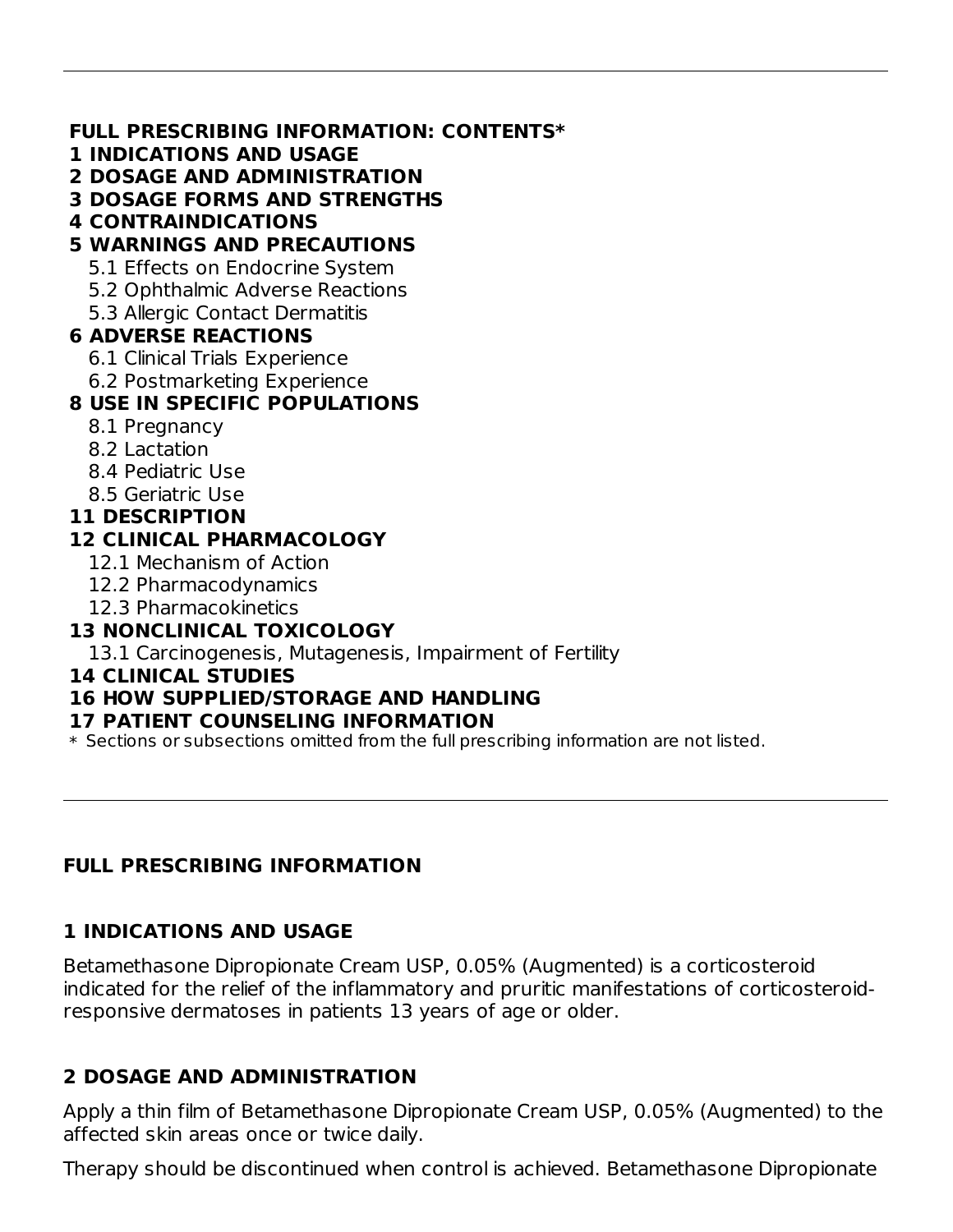**FULL PRESCRIBING INFORMATION: CONTENTS***

**1 INDICATIONS AND USAGE**

**2 DOSAGE AND ADMINISTRATION**

**3 DOSAGE FORMS AND STRENGTHS**

**4 CONTRAINDICATIONS**

**5 WARNINGS AND PRECAUTIONS**

- 5.1 Effects on Endocrine System
- 5.2 Ophthalmic Adverse Reactions
- 5.3 Allergic Contact Dermatitis

**6 ADVERSE REACTIONS**

- 6.1 Clinical Trials Experience
- 6.2 Postmarketing Experience

**8 USE IN SPECIFIC POPULATIONS**

- 8.1 Pregnancy
- 8.2 Lactation
- 8.4 Pediatric Use
- 8.5 Geriatric Use

**11 DESCRIPTION**

**12 CLINICAL PHARMACOLOGY**

- 12.1 Mechanism of Action
- 12.2 Pharmacodynamics
- 12.3 Pharmacokinetics

**13 NONCLINICAL TOXICOLOGY**

- 13.1 Carcinogenesis, Mutagenesis, Impairment of Fertility

**14 CLINICAL STUDIES**

**16 HOW SUPPLIED/STORAGE AND HANDLING**

**17 PATIENT COUNSELING INFORMATION**

* Sections or subsections omitted from the full prescribing information are not listed.

---

# FULL PRESCRIBING INFORMATION

## 1 INDICATIONS AND USAGE

Betamethasone Dipropionate Cream USP, 0.05% (Augmented) is a corticosteroid indicated for the relief of the inflammatory and pruritic manifestations of corticosteroid-responsive dermatoses in patients 13 years of age or older.

## 2 DOSAGE AND ADMINISTRATION

Apply a thin film of Betamethasone Dipropionate Cream USP, 0.05% (Augmented) to the affected skin areas once or twice daily.

Therapy should be discontinued when control is achieved. Betamethasone Dipropionate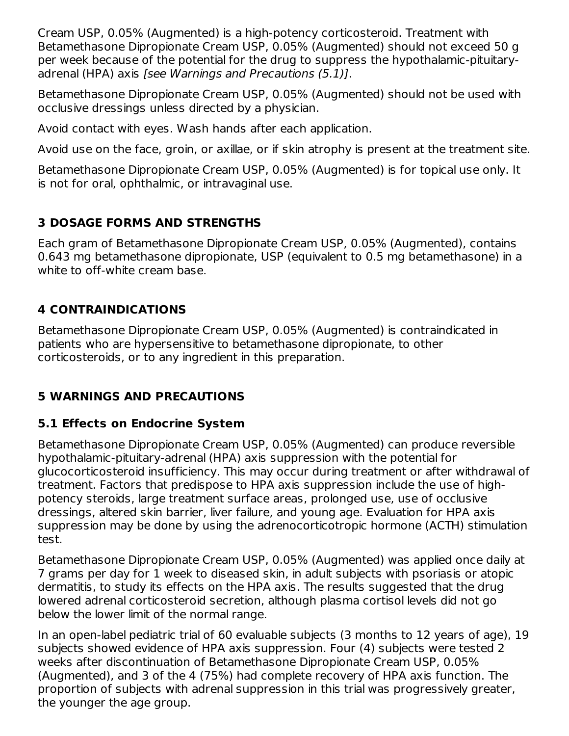Cream USP, 0.05% (Augmented) is a high-potency corticosteroid. Treatment with Betamethasone Dipropionate Cream USP, 0.05% (Augmented) should not exceed 50 g per week because of the potential for the drug to suppress the hypothalamic-pituitary-adrenal (HPA) axis *[see Warnings and Precautions (5.1)]*.

Betamethasone Dipropionate Cream USP, 0.05% (Augmented) should not be used with occlusive dressings unless directed by a physician.

Avoid contact with eyes. Wash hands after each application.

Avoid use on the face, groin, or axillae, or if skin atrophy is present at the treatment site.

Betamethasone Dipropionate Cream USP, 0.05% (Augmented) is for topical use only. It is not for oral, ophthalmic, or intravaginal use.

## 3 DOSAGE FORMS AND STRENGTHS

Each gram of Betamethasone Dipropionate Cream USP, 0.05% (Augmented), contains 0.643 mg betamethasone dipropionate, USP (equivalent to 0.5 mg betamethasone) in a white to off-white cream base.

## 4 CONTRAINDICATIONS

Betamethasone Dipropionate Cream USP, 0.05% (Augmented) is contraindicated in patients who are hypersensitive to betamethasone dipropionate, to other corticosteroids, or to any ingredient in this preparation.

## 5 WARNINGS AND PRECAUTIONS

### 5.1 Effects on Endocrine System

Betamethasone Dipropionate Cream USP, 0.05% (Augmented) can produce reversible hypothalamic-pituitary-adrenal (HPA) axis suppression with the potential for glucocorticosteroid insufficiency. This may occur during treatment or after withdrawal of treatment. Factors that predispose to HPA axis suppression include the use of high-potency steroids, large treatment surface areas, prolonged use, use of occlusive dressings, altered skin barrier, liver failure, and young age. Evaluation for HPA axis suppression may be done by using the adrenocorticotropic hormone (ACTH) stimulation test.

Betamethasone Dipropionate Cream USP, 0.05% (Augmented) was applied once daily at 7 grams per day for 1 week to diseased skin, in adult subjects with psoriasis or atopic dermatitis, to study its effects on the HPA axis. The results suggested that the drug lowered adrenal corticosteroid secretion, although plasma cortisol levels did not go below the lower limit of the normal range.

In an open-label pediatric trial of 60 evaluable subjects (3 months to 12 years of age), 19 subjects showed evidence of HPA axis suppression. Four (4) subjects were tested 2 weeks after discontinuation of Betamethasone Dipropionate Cream USP, 0.05% (Augmented), and 3 of the 4 (75%) had complete recovery of HPA axis function. The proportion of subjects with adrenal suppression in this trial was progressively greater, the younger the age group.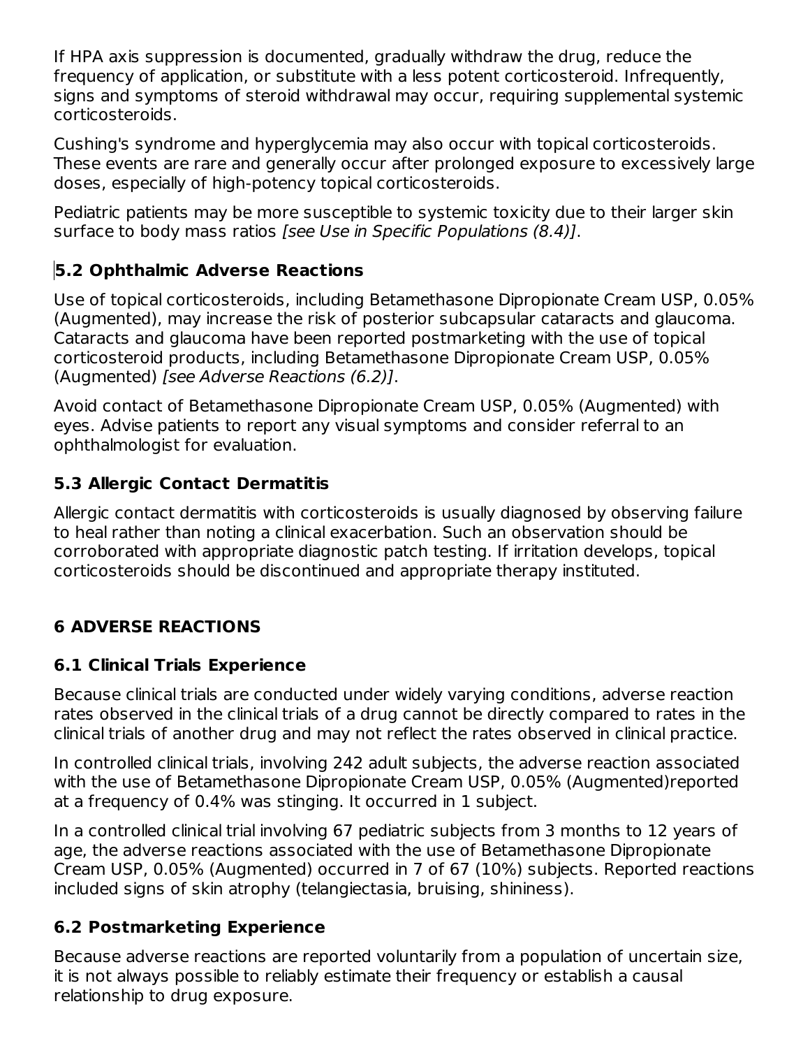If HPA axis suppression is documented, gradually withdraw the drug, reduce the frequency of application, or substitute with a less potent corticosteroid. Infrequently, signs and symptoms of steroid withdrawal may occur, requiring supplemental systemic corticosteroids.

Cushing's syndrome and hyperglycemia may also occur with topical corticosteroids. These events are rare and generally occur after prolonged exposure to excessively large doses, especially of high-potency topical corticosteroids.

Pediatric patients may be more susceptible to systemic toxicity due to their larger skin surface to body mass ratios *[see Use in Specific Populations (8.4)]*.

### 5.2 Ophthalmic Adverse Reactions

Use of topical corticosteroids, including Betamethasone Dipropionate Cream USP, 0.05% (Augmented), may increase the risk of posterior subcapsular cataracts and glaucoma. Cataracts and glaucoma have been reported postmarketing with the use of topical corticosteroid products, including Betamethasone Dipropionate Cream USP, 0.05% (Augmented) *[see Adverse Reactions (6.2)]*.

Avoid contact of Betamethasone Dipropionate Cream USP, 0.05% (Augmented) with eyes. Advise patients to report any visual symptoms and consider referral to an ophthalmologist for evaluation.

### 5.3 Allergic Contact Dermatitis

Allergic contact dermatitis with corticosteroids is usually diagnosed by observing failure to heal rather than noting a clinical exacerbation. Such an observation should be corroborated with appropriate diagnostic patch testing. If irritation develops, topical corticosteroids should be discontinued and appropriate therapy instituted.

## 6 ADVERSE REACTIONS

### 6.1 Clinical Trials Experience

Because clinical trials are conducted under widely varying conditions, adverse reaction rates observed in the clinical trials of a drug cannot be directly compared to rates in the clinical trials of another drug and may not reflect the rates observed in clinical practice.

In controlled clinical trials, involving 242 adult subjects, the adverse reaction associated with the use of Betamethasone Dipropionate Cream USP, 0.05% (Augmented)reported at a frequency of 0.4% was stinging. It occurred in 1 subject.

In a controlled clinical trial involving 67 pediatric subjects from 3 months to 12 years of age, the adverse reactions associated with the use of Betamethasone Dipropionate Cream USP, 0.05% (Augmented) occurred in 7 of 67 (10%) subjects. Reported reactions included signs of skin atrophy (telangiectasia, bruising, shininess).

### 6.2 Postmarketing Experience

Because adverse reactions are reported voluntarily from a population of uncertain size, it is not always possible to reliably estimate their frequency or establish a causal relationship to drug exposure.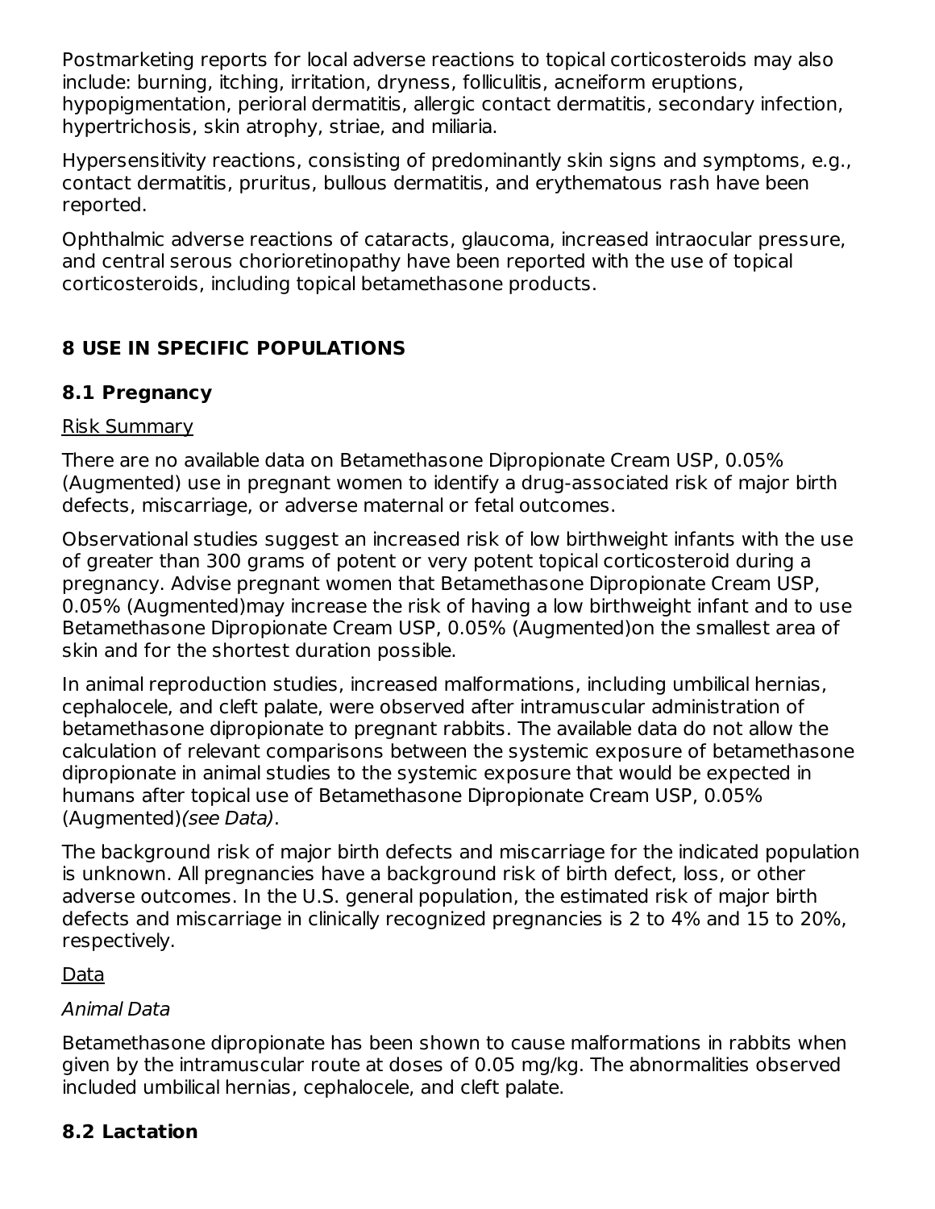Postmarketing reports for local adverse reactions to topical corticosteroids may also include: burning, itching, irritation, dryness, folliculitis, acneiform eruptions, hypopigmentation, perioral dermatitis, allergic contact dermatitis, secondary infection, hypertrichosis, skin atrophy, striae, and miliaria.

Hypersensitivity reactions, consisting of predominantly skin signs and symptoms, e.g., contact dermatitis, pruritus, bullous dermatitis, and erythematous rash have been reported.

Ophthalmic adverse reactions of cataracts, glaucoma, increased intraocular pressure, and central serous chorioretinopathy have been reported with the use of topical corticosteroids, including topical betamethasone products.

## 8 USE IN SPECIFIC POPULATIONS

### 8.1 Pregnancy

Risk Summary

There are no available data on Betamethasone Dipropionate Cream USP, 0.05% (Augmented) use in pregnant women to identify a drug-associated risk of major birth defects, miscarriage, or adverse maternal or fetal outcomes.

Observational studies suggest an increased risk of low birthweight infants with the use of greater than 300 grams of potent or very potent topical corticosteroid during a pregnancy. Advise pregnant women that Betamethasone Dipropionate Cream USP, 0.05% (Augmented)may increase the risk of having a low birthweight infant and to use Betamethasone Dipropionate Cream USP, 0.05% (Augmented)on the smallest area of skin and for the shortest duration possible.

In animal reproduction studies, increased malformations, including umbilical hernias, cephalocele, and cleft palate, were observed after intramuscular administration of betamethasone dipropionate to pregnant rabbits. The available data do not allow the calculation of relevant comparisons between the systemic exposure of betamethasone dipropionate in animal studies to the systemic exposure that would be expected in humans after topical use of Betamethasone Dipropionate Cream USP, 0.05% (Augmented)*(see Data)*.

The background risk of major birth defects and miscarriage for the indicated population is unknown. All pregnancies have a background risk of birth defect, loss, or other adverse outcomes. In the U.S. general population, the estimated risk of major birth defects and miscarriage in clinically recognized pregnancies is 2 to 4% and 15 to 20%, respectively.

Data

*Animal Data*

Betamethasone dipropionate has been shown to cause malformations in rabbits when given by the intramuscular route at doses of 0.05 mg/kg. The abnormalities observed included umbilical hernias, cephalocele, and cleft palate.

### 8.2 Lactation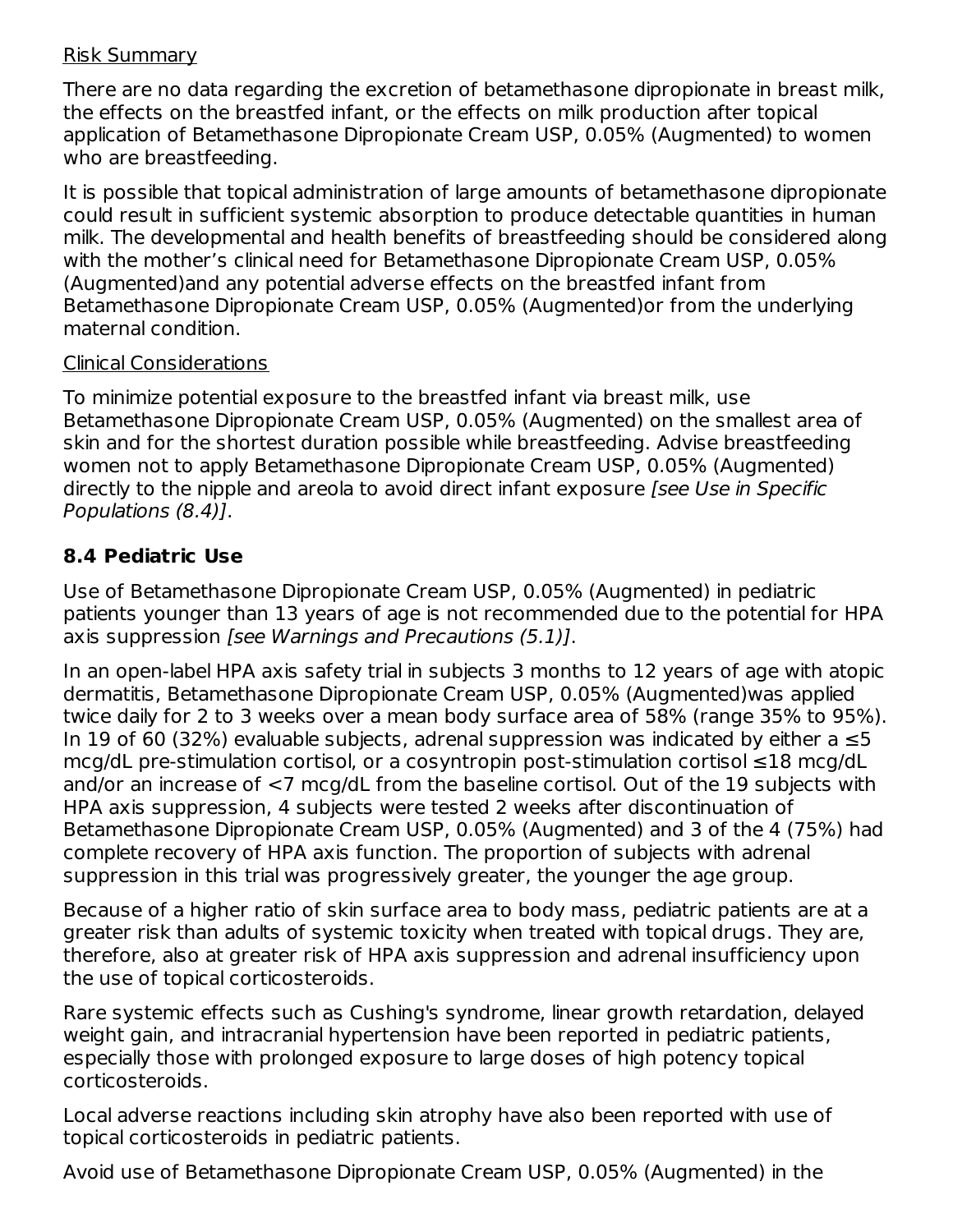Risk Summary

There are no data regarding the excretion of betamethasone dipropionate in breast milk, the effects on the breastfed infant, or the effects on milk production after topical application of Betamethasone Dipropionate Cream USP, 0.05% (Augmented) to women who are breastfeeding.

It is possible that topical administration of large amounts of betamethasone dipropionate could result in sufficient systemic absorption to produce detectable quantities in human milk. The developmental and health benefits of breastfeeding should be considered along with the mother's clinical need for Betamethasone Dipropionate Cream USP, 0.05% (Augmented)and any potential adverse effects on the breastfed infant from Betamethasone Dipropionate Cream USP, 0.05% (Augmented)or from the underlying maternal condition.

Clinical Considerations

To minimize potential exposure to the breastfed infant via breast milk, use Betamethasone Dipropionate Cream USP, 0.05% (Augmented) on the smallest area of skin and for the shortest duration possible while breastfeeding. Advise breastfeeding women not to apply Betamethasone Dipropionate Cream USP, 0.05% (Augmented) directly to the nipple and areola to avoid direct infant exposure *[see Use in Specific Populations (8.4)]*.

### 8.4 Pediatric Use

Use of Betamethasone Dipropionate Cream USP, 0.05% (Augmented) in pediatric patients younger than 13 years of age is not recommended due to the potential for HPA axis suppression *[see Warnings and Precautions (5.1)]*.

In an open-label HPA axis safety trial in subjects 3 months to 12 years of age with atopic dermatitis, Betamethasone Dipropionate Cream USP, 0.05% (Augmented)was applied twice daily for 2 to 3 weeks over a mean body surface area of 58% (range 35% to 95%). In 19 of 60 (32%) evaluable subjects, adrenal suppression was indicated by either a ≤5 mcg/dL pre-stimulation cortisol, or a cosyntropin post-stimulation cortisol ≤18 mcg/dL and/or an increase of <7 mcg/dL from the baseline cortisol. Out of the 19 subjects with HPA axis suppression, 4 subjects were tested 2 weeks after discontinuation of Betamethasone Dipropionate Cream USP, 0.05% (Augmented) and 3 of the 4 (75%) had complete recovery of HPA axis function. The proportion of subjects with adrenal suppression in this trial was progressively greater, the younger the age group.

Because of a higher ratio of skin surface area to body mass, pediatric patients are at a greater risk than adults of systemic toxicity when treated with topical drugs. They are, therefore, also at greater risk of HPA axis suppression and adrenal insufficiency upon the use of topical corticosteroids.

Rare systemic effects such as Cushing's syndrome, linear growth retardation, delayed weight gain, and intracranial hypertension have been reported in pediatric patients, especially those with prolonged exposure to large doses of high potency topical corticosteroids.

Local adverse reactions including skin atrophy have also been reported with use of topical corticosteroids in pediatric patients.

Avoid use of Betamethasone Dipropionate Cream USP, 0.05% (Augmented) in the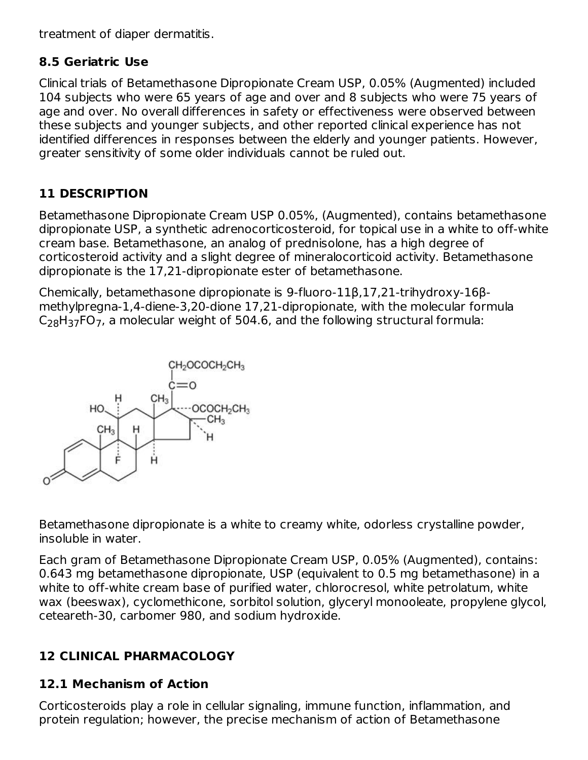treatment of diaper dermatitis.

### 8.5 Geriatric Use

Clinical trials of Betamethasone Dipropionate Cream USP, 0.05% (Augmented) included 104 subjects who were 65 years of age and over and 8 subjects who were 75 years of age and over. No overall differences in safety or effectiveness were observed between these subjects and younger subjects, and other reported clinical experience has not identified differences in responses between the elderly and younger patients. However, greater sensitivity of some older individuals cannot be ruled out.

## 11 DESCRIPTION

Betamethasone Dipropionate Cream USP 0.05%, (Augmented), contains betamethasone dipropionate USP, a synthetic adrenocorticosteroid, for topical use in a white to off-white cream base. Betamethasone, an analog of prednisolone, has a high degree of corticosteroid activity and a slight degree of mineralocorticoid activity. Betamethasone dipropionate is the 17,21-dipropionate ester of betamethasone.

Chemically, betamethasone dipropionate is 9-fluoro-11β,17,21-trihydroxy-16β-methylpregna-1,4-diene-3,20-dione 17,21-dipropionate, with the molecular formula $C_{28}H_{37}FO_7$, a molecular weight of 504.6, and the following structural formula:

Betamethasone dipropionate is a white to creamy white, odorless crystalline powder, insoluble in water.

Each gram of Betamethasone Dipropionate Cream USP, 0.05% (Augmented), contains: 0.643 mg betamethasone dipropionate, USP (equivalent to 0.5 mg betamethasone) in a white to off-white cream base of purified water, chlorocresol, white petrolatum, white wax (beeswax), cyclomethicone, sorbitol solution, glyceryl monooleate, propylene glycol, ceteareth-30, carbomer 980, and sodium hydroxide.

## 12 CLINICAL PHARMACOLOGY

### 12.1 Mechanism of Action

Corticosteroids play a role in cellular signaling, immune function, inflammation, and protein regulation; however, the precise mechanism of action of Betamethasone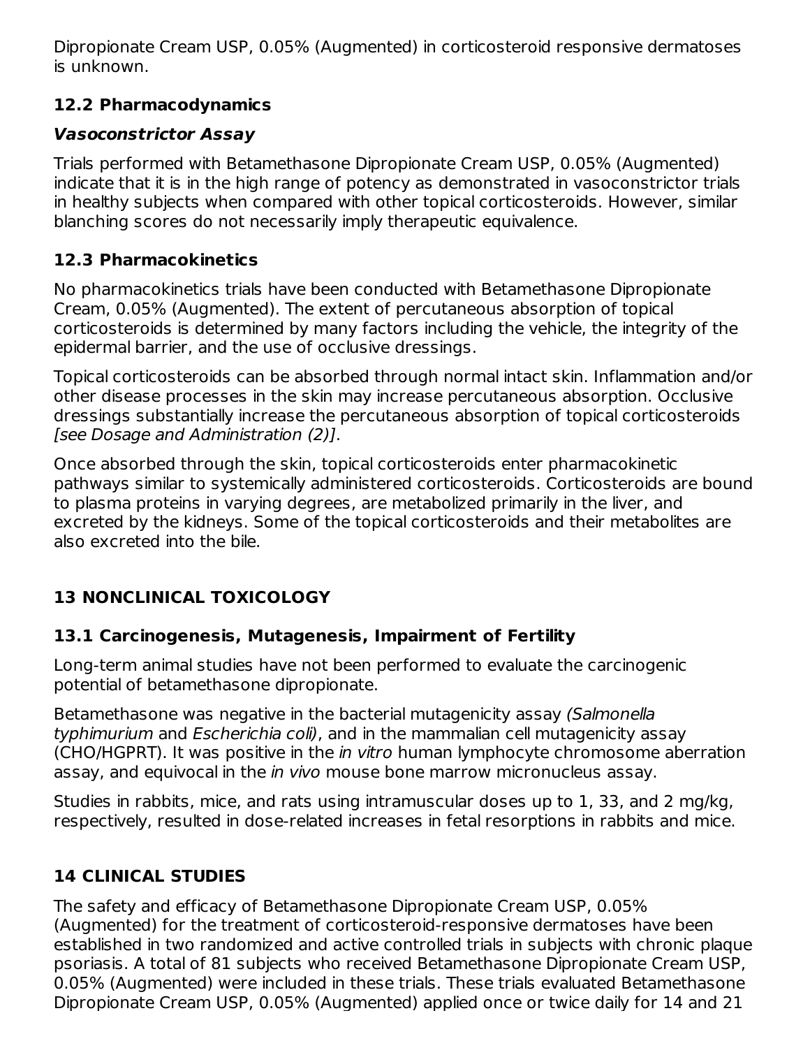Dipropionate Cream USP, 0.05% (Augmented) in corticosteroid responsive dermatoses is unknown.

### 12.2 Pharmacodynamics

#### *Vasoconstrictor Assay*

Trials performed with Betamethasone Dipropionate Cream USP, 0.05% (Augmented) indicate that it is in the high range of potency as demonstrated in vasoconstrictor trials in healthy subjects when compared with other topical corticosteroids. However, similar blanching scores do not necessarily imply therapeutic equivalence.

### 12.3 Pharmacokinetics

No pharmacokinetics trials have been conducted with Betamethasone Dipropionate Cream, 0.05% (Augmented). The extent of percutaneous absorption of topical corticosteroids is determined by many factors including the vehicle, the integrity of the epidermal barrier, and the use of occlusive dressings.

Topical corticosteroids can be absorbed through normal intact skin. Inflammation and/or other disease processes in the skin may increase percutaneous absorption. Occlusive dressings substantially increase the percutaneous absorption of topical corticosteroids *[see Dosage and Administration (2)]*.

Once absorbed through the skin, topical corticosteroids enter pharmacokinetic pathways similar to systemically administered corticosteroids. Corticosteroids are bound to plasma proteins in varying degrees, are metabolized primarily in the liver, and excreted by the kidneys. Some of the topical corticosteroids and their metabolites are also excreted into the bile.

## 13 NONCLINICAL TOXICOLOGY

### 13.1 Carcinogenesis, Mutagenesis, Impairment of Fertility

Long-term animal studies have not been performed to evaluate the carcinogenic potential of betamethasone dipropionate.

Betamethasone was negative in the bacterial mutagenicity assay *(Salmonella typhimurium* and *Escherichia coli)*, and in the mammalian cell mutagenicity assay (CHO/HGPRT). It was positive in the *in vitro* human lymphocyte chromosome aberration assay, and equivocal in the *in vivo* mouse bone marrow micronucleus assay.

Studies in rabbits, mice, and rats using intramuscular doses up to 1, 33, and 2 mg/kg, respectively, resulted in dose-related increases in fetal resorptions in rabbits and mice.

## 14 CLINICAL STUDIES

The safety and efficacy of Betamethasone Dipropionate Cream USP, 0.05% (Augmented) for the treatment of corticosteroid-responsive dermatoses have been established in two randomized and active controlled trials in subjects with chronic plaque psoriasis. A total of 81 subjects who received Betamethasone Dipropionate Cream USP, 0.05% (Augmented) were included in these trials. These trials evaluated Betamethasone Dipropionate Cream USP, 0.05% (Augmented) applied once or twice daily for 14 and 21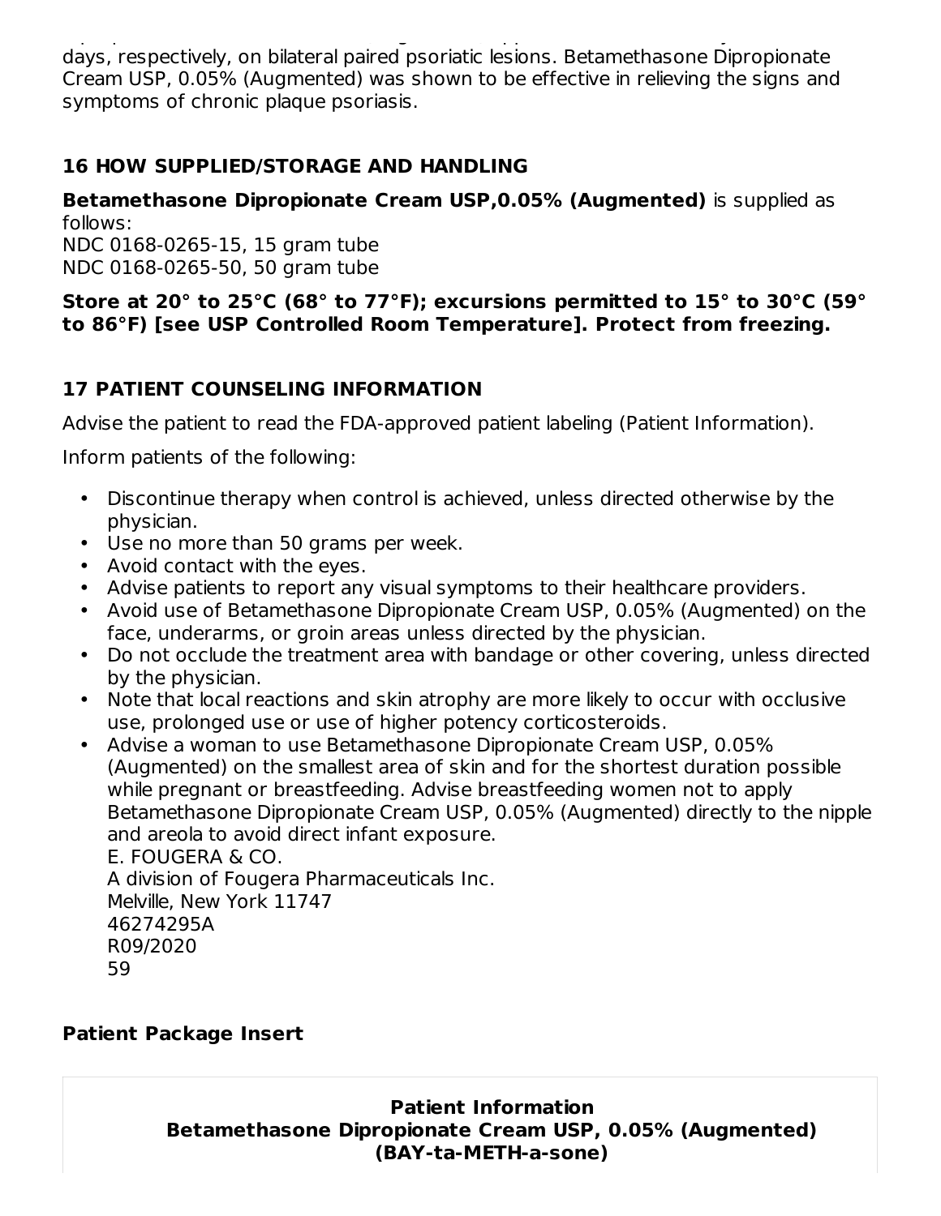days, respectively, on bilateral paired psoriatic lesions. Betamethasone Dipropionate Cream USP, 0.05% (Augmented) was shown to be effective in relieving the signs and symptoms of chronic plaque psoriasis.

## 16 HOW SUPPLIED/STORAGE AND HANDLING

**Betamethasone Dipropionate Cream USP,0.05% (Augmented)** is supplied as follows:
NDC 0168-0265-15, 15 gram tube
NDC 0168-0265-50, 50 gram tube

**Store at 20° to 25°C (68° to 77°F); excursions permitted to 15° to 30°C (59° to 86°F) [see USP Controlled Room Temperature]. Protect from freezing.**

## 17 PATIENT COUNSELING INFORMATION

Advise the patient to read the FDA-approved patient labeling (Patient Information).

Inform patients of the following:

- Discontinue therapy when control is achieved, unless directed otherwise by the physician.
- Use no more than 50 grams per week.
- Avoid contact with the eyes.
- Advise patients to report any visual symptoms to their healthcare providers.
- Avoid use of Betamethasone Dipropionate Cream USP, 0.05% (Augmented) on the face, underarms, or groin areas unless directed by the physician.
- Do not occlude the treatment area with bandage or other covering, unless directed by the physician.
- Note that local reactions and skin atrophy are more likely to occur with occlusive use, prolonged use or use of higher potency corticosteroids.
- Advise a woman to use Betamethasone Dipropionate Cream USP, 0.05% (Augmented) on the smallest area of skin and for the shortest duration possible while pregnant or breastfeeding. Advise breastfeeding women not to apply Betamethasone Dipropionate Cream USP, 0.05% (Augmented) directly to the nipple and areola to avoid direct infant exposure.
  E. FOUGERA & CO.
  A division of Fougera Pharmaceuticals Inc.
  Melville, New York 11747
  46274295A
  R09/2020
  59

**Patient Package Insert**

**Patient Information**
**Betamethasone Dipropionate Cream USP, 0.05% (Augmented)**
**(BAY-ta-METH-a-sone)**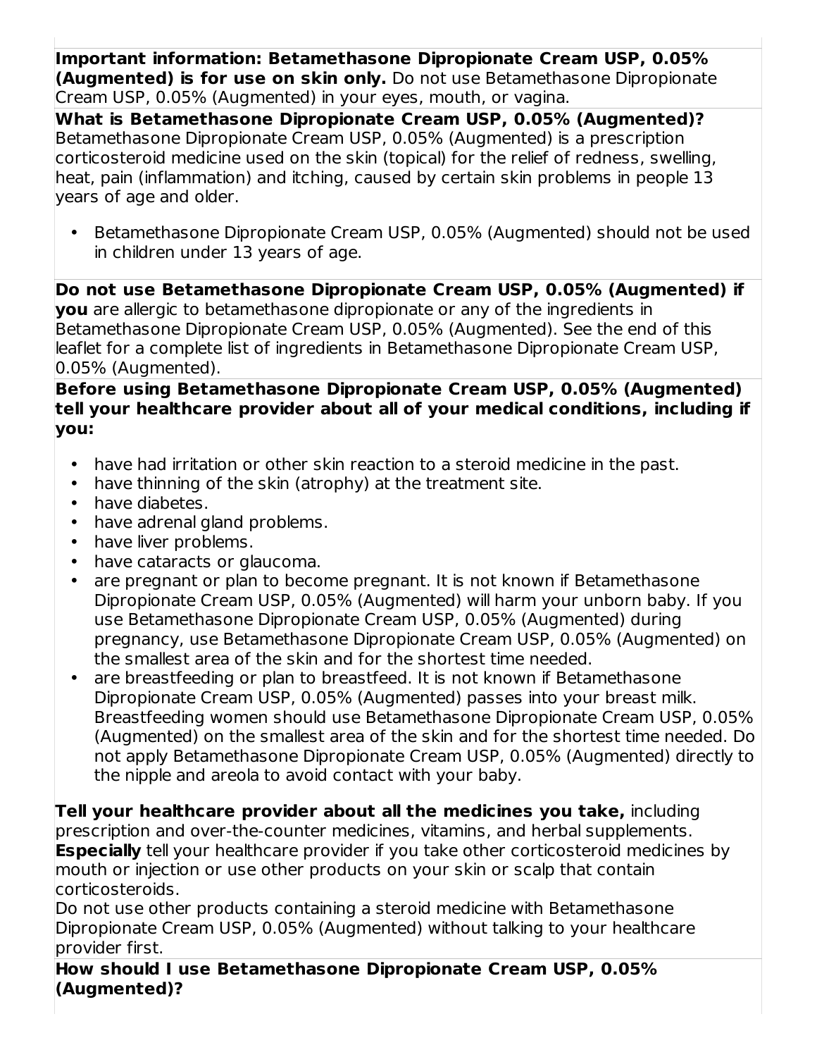**Important information: Betamethasone Dipropionate Cream USP, 0.05% (Augmented) is for use on skin only.** Do not use Betamethasone Dipropionate Cream USP, 0.05% (Augmented) in your eyes, mouth, or vagina.

**What is Betamethasone Dipropionate Cream USP, 0.05% (Augmented)?**
Betamethasone Dipropionate Cream USP, 0.05% (Augmented) is a prescription corticosteroid medicine used on the skin (topical) for the relief of redness, swelling, heat, pain (inflammation) and itching, caused by certain skin problems in people 13 years of age and older.

- Betamethasone Dipropionate Cream USP, 0.05% (Augmented) should not be used in children under 13 years of age.

**Do not use Betamethasone Dipropionate Cream USP, 0.05% (Augmented) if you** are allergic to betamethasone dipropionate or any of the ingredients in Betamethasone Dipropionate Cream USP, 0.05% (Augmented). See the end of this leaflet for a complete list of ingredients in Betamethasone Dipropionate Cream USP, 0.05% (Augmented).

**Before using Betamethasone Dipropionate Cream USP, 0.05% (Augmented) tell your healthcare provider about all of your medical conditions, including if you:**

- have had irritation or other skin reaction to a steroid medicine in the past.
- have thinning of the skin (atrophy) at the treatment site.
- have diabetes.
- have adrenal gland problems.
- have liver problems.
- have cataracts or glaucoma.
- are pregnant or plan to become pregnant. It is not known if Betamethasone Dipropionate Cream USP, 0.05% (Augmented) will harm your unborn baby. If you use Betamethasone Dipropionate Cream USP, 0.05% (Augmented) during pregnancy, use Betamethasone Dipropionate Cream USP, 0.05% (Augmented) on the smallest area of the skin and for the shortest time needed.
- are breastfeeding or plan to breastfeed. It is not known if Betamethasone Dipropionate Cream USP, 0.05% (Augmented) passes into your breast milk. Breastfeeding women should use Betamethasone Dipropionate Cream USP, 0.05% (Augmented) on the smallest area of the skin and for the shortest time needed. Do not apply Betamethasone Dipropionate Cream USP, 0.05% (Augmented) directly to the nipple and areola to avoid contact with your baby.

**Tell your healthcare provider about all the medicines you take,** including prescription and over-the-counter medicines, vitamins, and herbal supplements. **Especially** tell your healthcare provider if you take other corticosteroid medicines by mouth or injection or use other products on your skin or scalp that contain corticosteroids.
Do not use other products containing a steroid medicine with Betamethasone Dipropionate Cream USP, 0.05% (Augmented) without talking to your healthcare provider first.

**How should I use Betamethasone Dipropionate Cream USP, 0.05% (Augmented)?**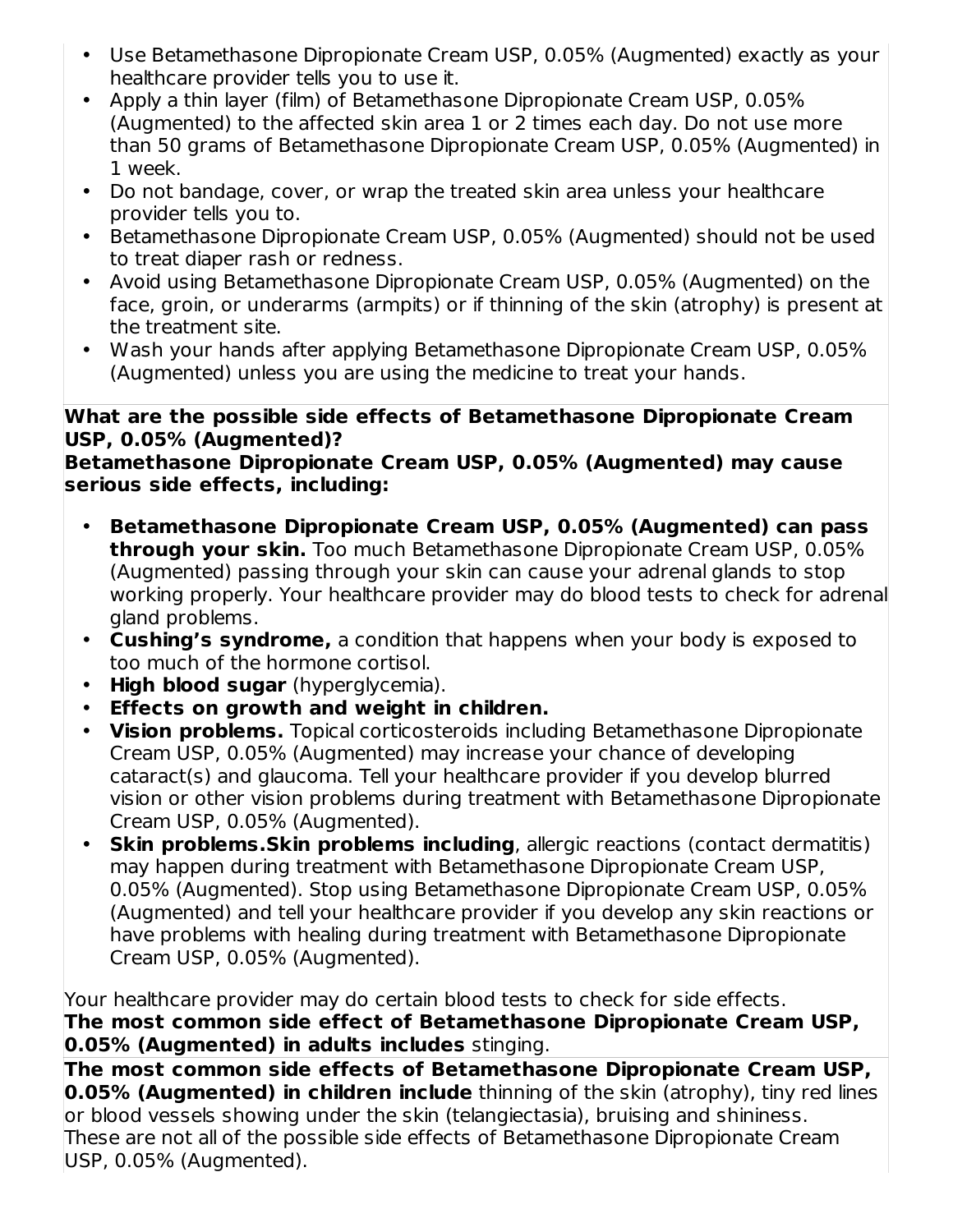- Use Betamethasone Dipropionate Cream USP, 0.05% (Augmented) exactly as your healthcare provider tells you to use it.
- Apply a thin layer (film) of Betamethasone Dipropionate Cream USP, 0.05% (Augmented) to the affected skin area 1 or 2 times each day. Do not use more than 50 grams of Betamethasone Dipropionate Cream USP, 0.05% (Augmented) in 1 week.
- Do not bandage, cover, or wrap the treated skin area unless your healthcare provider tells you to.
- Betamethasone Dipropionate Cream USP, 0.05% (Augmented) should not be used to treat diaper rash or redness.
- Avoid using Betamethasone Dipropionate Cream USP, 0.05% (Augmented) on the face, groin, or underarms (armpits) or if thinning of the skin (atrophy) is present at the treatment site.
- Wash your hands after applying Betamethasone Dipropionate Cream USP, 0.05% (Augmented) unless you are using the medicine to treat your hands.

**What are the possible side effects of Betamethasone Dipropionate Cream USP, 0.05% (Augmented)?**

**Betamethasone Dipropionate Cream USP, 0.05% (Augmented) may cause serious side effects, including:**

- **Betamethasone Dipropionate Cream USP, 0.05% (Augmented) can pass through your skin.** Too much Betamethasone Dipropionate Cream USP, 0.05% (Augmented) passing through your skin can cause your adrenal glands to stop working properly. Your healthcare provider may do blood tests to check for adrenal gland problems.
- **Cushing's syndrome,** a condition that happens when your body is exposed to too much of the hormone cortisol.
- **High blood sugar** (hyperglycemia).
- **Effects on growth and weight in children.**
- **Vision problems.** Topical corticosteroids including Betamethasone Dipropionate Cream USP, 0.05% (Augmented) may increase your chance of developing cataract(s) and glaucoma. Tell your healthcare provider if you develop blurred vision or other vision problems during treatment with Betamethasone Dipropionate Cream USP, 0.05% (Augmented).
- **Skin problems.Skin problems including**, allergic reactions (contact dermatitis) may happen during treatment with Betamethasone Dipropionate Cream USP, 0.05% (Augmented). Stop using Betamethasone Dipropionate Cream USP, 0.05% (Augmented) and tell your healthcare provider if you develop any skin reactions or have problems with healing during treatment with Betamethasone Dipropionate Cream USP, 0.05% (Augmented).

Your healthcare provider may do certain blood tests to check for side effects.

**The most common side effect of Betamethasone Dipropionate Cream USP, 0.05% (Augmented) in adults includes** stinging.

**The most common side effects of Betamethasone Dipropionate Cream USP, 0.05% (Augmented) in children include** thinning of the skin (atrophy), tiny red lines or blood vessels showing under the skin (telangiectasia), bruising and shininess.

These are not all of the possible side effects of Betamethasone Dipropionate Cream USP, 0.05% (Augmented).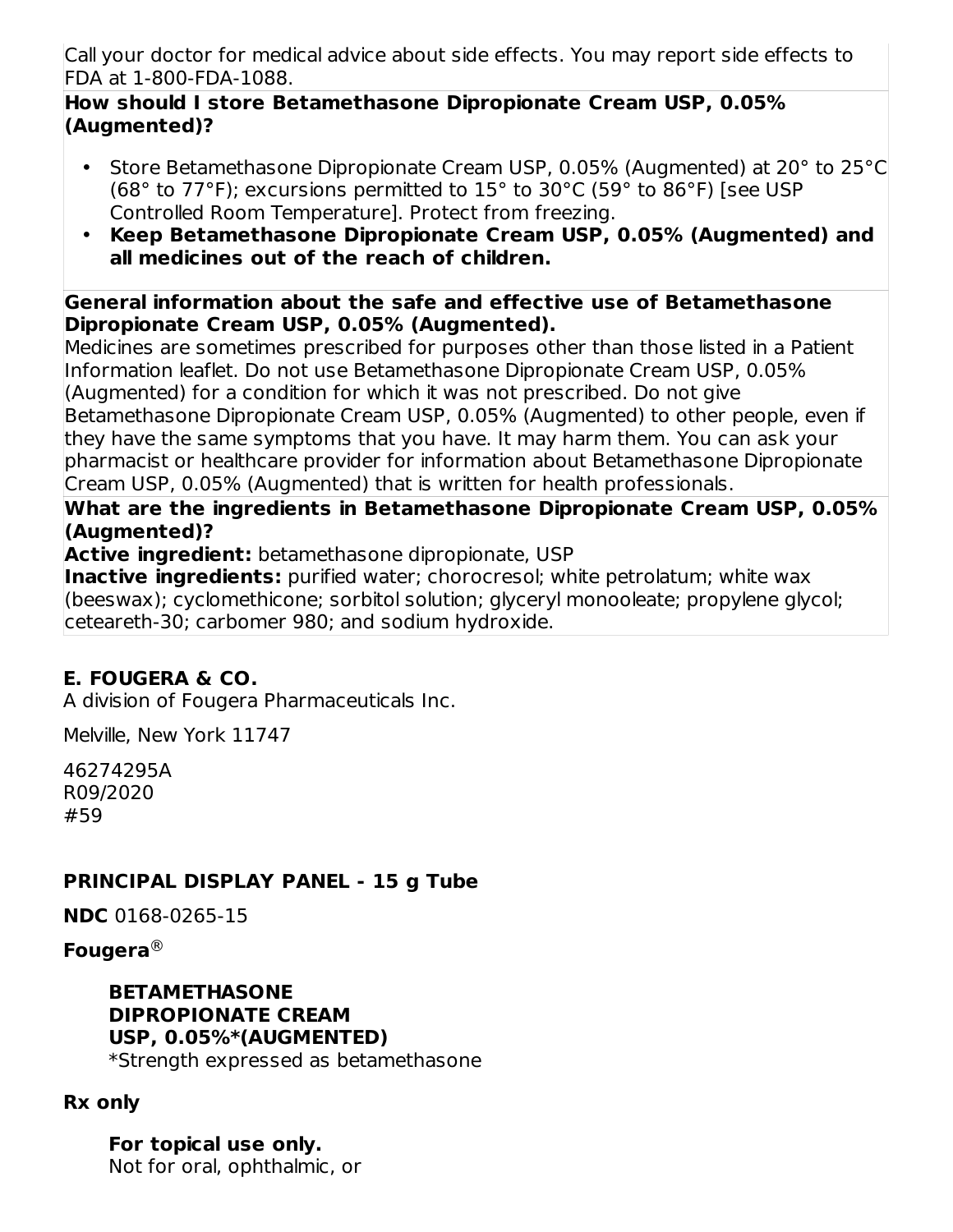Call your doctor for medical advice about side effects. You may report side effects to FDA at 1-800-FDA-1088.

**How should I store Betamethasone Dipropionate Cream USP, 0.05% (Augmented)?**

- Store Betamethasone Dipropionate Cream USP, 0.05% (Augmented) at 20° to 25°C (68° to 77°F); excursions permitted to 15° to 30°C (59° to 86°F) [see USP Controlled Room Temperature]. Protect from freezing.
- **Keep Betamethasone Dipropionate Cream USP, 0.05% (Augmented) and all medicines out of the reach of children.**

**General information about the safe and effective use of Betamethasone Dipropionate Cream USP, 0.05% (Augmented).**

Medicines are sometimes prescribed for purposes other than those listed in a Patient Information leaflet. Do not use Betamethasone Dipropionate Cream USP, 0.05% (Augmented) for a condition for which it was not prescribed. Do not give Betamethasone Dipropionate Cream USP, 0.05% (Augmented) to other people, even if they have the same symptoms that you have. It may harm them. You can ask your pharmacist or healthcare provider for information about Betamethasone Dipropionate Cream USP, 0.05% (Augmented) that is written for health professionals.

**What are the ingredients in Betamethasone Dipropionate Cream USP, 0.05% (Augmented)?**

**Active ingredient:** betamethasone dipropionate, USP

**Inactive ingredients:** purified water; chorocresol; white petrolatum; white wax (beeswax); cyclomethicone; sorbitol solution; glyceryl monooleate; propylene glycol; ceteareth-30; carbomer 980; and sodium hydroxide.

**E. FOUGERA & CO.**

A division of Fougera Pharmaceuticals Inc.

Melville, New York 11747

46274295A
R09/2020
#59

## PRINCIPAL DISPLAY PANEL - 15 g Tube

**NDC** 0168-0265-15

**Fougera**®

**BETAMETHASONE DIPROPIONATE CREAM USP, 0.05%*(AUGMENTED)**
*Strength expressed as betamethasone

**Rx only**

**For topical use only.**
Not for oral, ophthalmic, or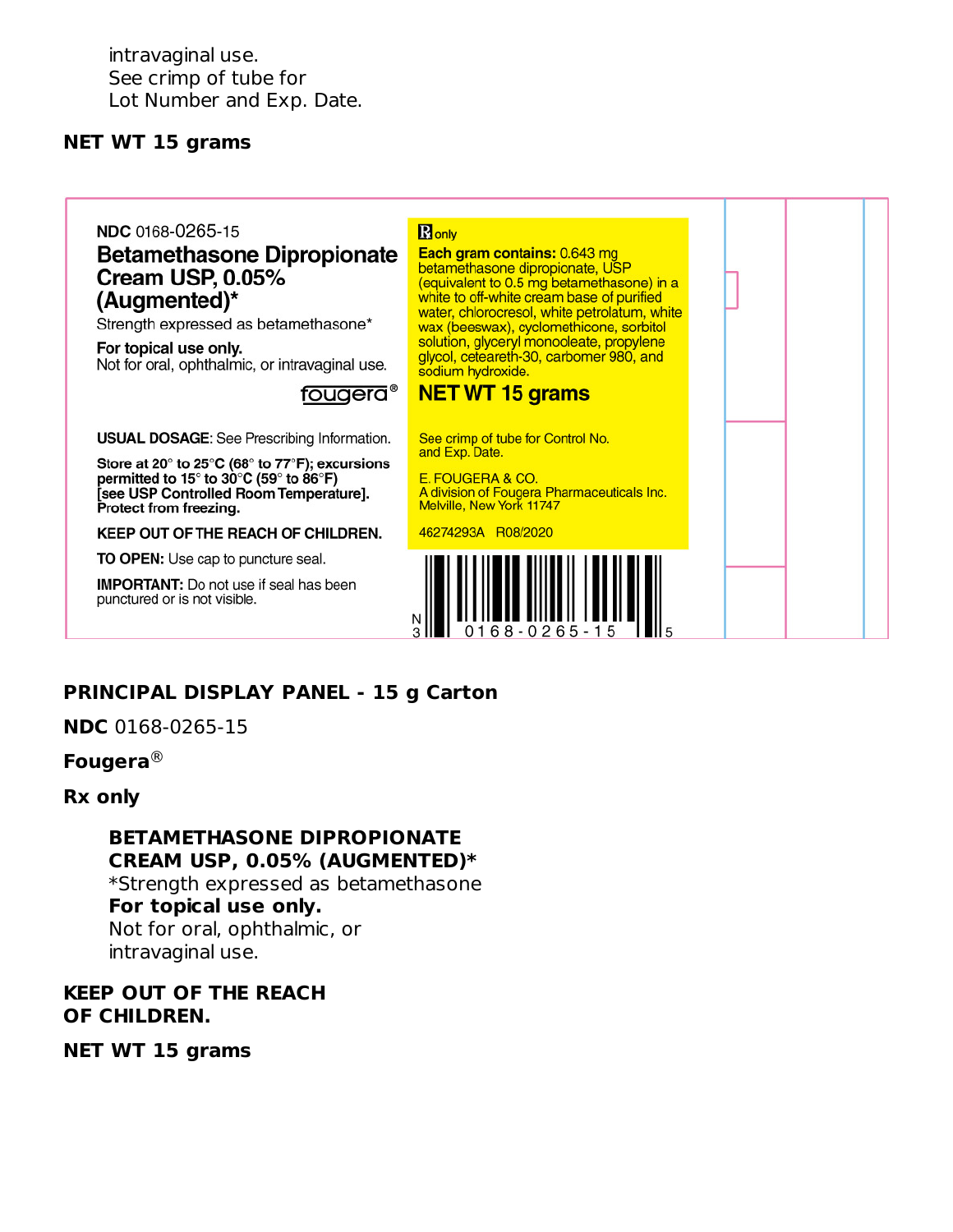intravaginal use.
See crimp of tube for
Lot Number and Exp. Date.

**NET WT 15 grams**

NDC 0168-0265-15

**Betamethasone Dipropionate Cream USP, 0.05% (Augmented)***

Strength expressed as betamethasone*

**For topical use only.**
Not for oral, ophthalmic, or intravaginal use.

fougera®

**USUAL DOSAGE**: See Prescribing Information.

**Store at 20° to 25°C (68° to 77°F); excursions permitted to 15° to 30°C (59° to 86°F) [see USP Controlled Room Temperature]. Protect from freezing.**

**KEEP OUT OF THE REACH OF CHILDREN.**

**TO OPEN:** Use cap to puncture seal.

**IMPORTANT:** Do not use if seal has been punctured or is not visible.

℞ only

**Each gram contains:** 0.643 mg betamethasone dipropionate, USP (equivalent to 0.5 mg betamethasone) in a white to off-white cream base of purified water, chlorocresol, white petrolatum, white wax (beeswax), cyclomethicone, sorbitol solution, glyceryl monooleate, propylene glycol, ceteareth-30, carbomer 980, and sodium hydroxide.

**NET WT 15 grams**

See crimp of tube for Control No. and Exp. Date.

E. FOUGERA & CO.
A division of Fougera Pharmaceuticals Inc.
Melville, New York 11747

46274293A R08/2020

N 3 0168-0265-15 5

**PRINCIPAL DISPLAY PANEL - 15 g Carton**

**NDC** 0168-0265-15

**Fougera**®

**Rx only**

**BETAMETHASONE DIPROPIONATE CREAM USP, 0.05% (AUGMENTED)***
*Strength expressed as betamethasone
**For topical use only.**
Not for oral, ophthalmic, or
intravaginal use.

**KEEP OUT OF THE REACH OF CHILDREN.**

**NET WT 15 grams**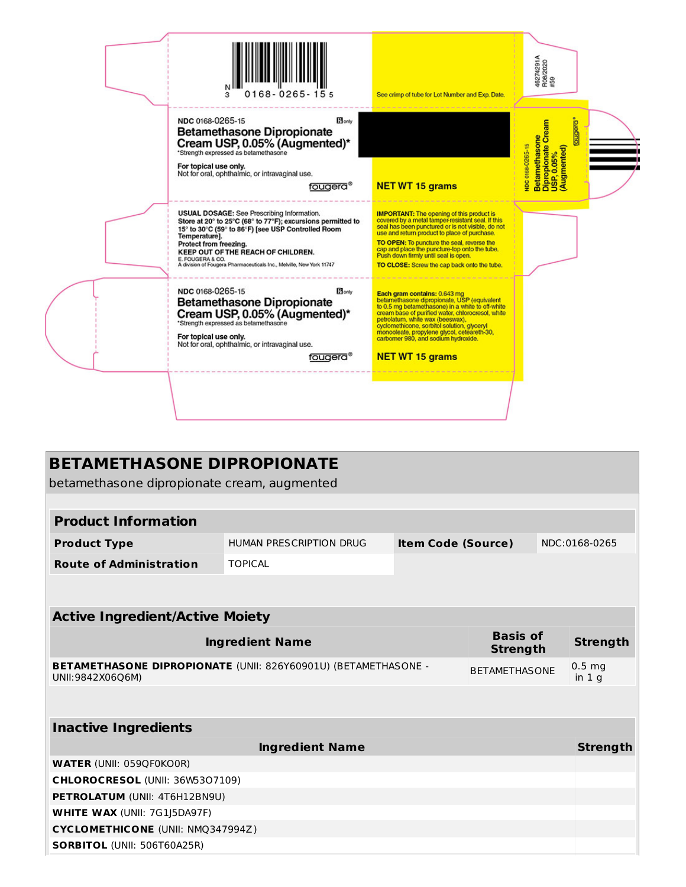N 3 0168-0265-15 5

See crimp of tube for Lot Number and Exp. Date.

46274291A
R08/2020
#59

NDC 0168-0265-15 ℞only

**Betamethasone Dipropionate Cream USP, 0.05% (Augmented)***

*Strength expressed as betamethasone

**For topical use only.**
Not for oral, ophthalmic, or intravaginal use.

fougera®

**NET WT 15 grams**

NDC 0168-0265-15
Betamethasone Dipropionate Cream USP, 0.05% (Augmented)
fougera®

**USUAL DOSAGE:** See Prescribing Information.
**Store at 20° to 25°C (68° to 77°F); excursions permitted to 15° to 30°C (59° to 86°F) [see USP Controlled Room Temperature].**
**Protect from freezing.**
**KEEP OUT OF THE REACH OF CHILDREN.**
E. FOUGERA & CO.
A division of Fougera Pharmaceuticals Inc., Melville, New York 11747

**IMPORTANT:** The opening of this product is covered by a metal tamper-resistant seal. If this seal has been punctured or is not visible, do not use and return product to place of purchase.

**TO OPEN:** To puncture the seal, reverse the cap and place the puncture-top onto the tube. Push down firmly until seal is open.

**TO CLOSE:** Screw the cap back onto the tube.

NDC 0168-0265-15 ℞only

**Betamethasone Dipropionate Cream USP, 0.05% (Augmented)***

*Strength expressed as betamethasone

**For topical use only.**
Not for oral, ophthalmic, or intravaginal use.

fougera®

**Each gram contains:** 0.643 mg betamethasone dipropionate, USP (equivalent to 0.5 mg betamethasone) in a white to off-white cream base of purified water, chlorocresol, white petrolatum, white wax (beeswax), cyclomethicone, sorbitol solution, glyceryl monooleate, propylene glycol, ceteareth-30, carbomer 980, and sodium hydroxide.

**NET WT 15 grams**

# BETAMETHASONE DIPROPIONATE

betamethasone dipropionate cream, augmented

| **Product Information** | | | |
|---|---|---|---|
| **Product Type** | HUMAN PRESCRIPTION DRUG | **Item Code (Source)** | NDC:0168-0265 |
| **Route of Administration** | TOPICAL | | |

| **Active Ingredient/Active Moiety** | | |
|---|---|---|
| **Ingredient Name** | **Basis of Strength** | **Strength** |
| **BETAMETHASONE DIPROPIONATE** (UNII: 826Y60901U) (BETAMETHASONE - UNII:9842X06Q6M) | BETAMETHASONE | 0.5 mg in 1 g |

| **Inactive Ingredients** | |
|---|---|
| **Ingredient Name** | **Strength** |
| **WATER** (UNII: 059QF0KO0R) | |
| **CHLOROCRESOL** (UNII: 36W53O7109) | |
| **PETROLATUM** (UNII: 4T6H12BN9U) | |
| **WHITE WAX** (UNII: 7G1J5DA97F) | |
| **CYCLOMETHICONE** (UNII: NMQ347994Z) | |
| **SORBITOL** (UNII: 506T60A25R) | |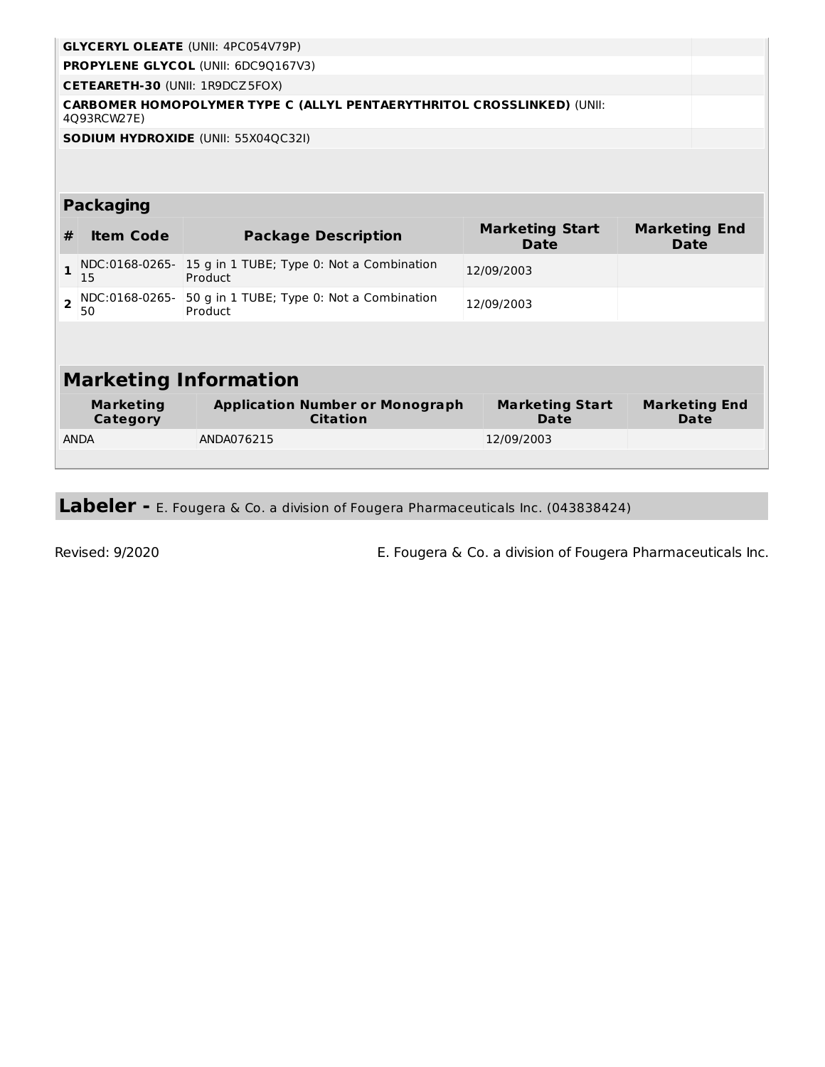| | |
|---|---|
| **GLYCERYL OLEATE** (UNII: 4PC054V79P) | |
| **PROPYLENE GLYCOL** (UNII: 6DC9Q167V3) | |
| **CETEARETH-30** (UNII: 1R9DCZ5FOX) | |
| **CARBOMER HOMOPOLYMER TYPE C (ALLYL PENTAERYTHRITOL CROSSLINKED)** (UNII: 4Q93RCW27E) | |
| **SODIUM HYDROXIDE** (UNII: 55X04QC32I) | |

### Packaging

| # | Item Code | Package Description | Marketing Start Date | Marketing End Date |
|---|---|---|---|---|
| 1 | NDC:0168-0265-15 | 15 g in 1 TUBE; Type 0: Not a Combination Product | 12/09/2003 | |
| 2 | NDC:0168-0265-50 | 50 g in 1 TUBE; Type 0: Not a Combination Product | 12/09/2003 | |

## Marketing Information

| Marketing Category | Application Number or Monograph Citation | Marketing Start Date | Marketing End Date |
|---|---|---|---|
| ANDA | ANDA076215 | 12/09/2003 | |

## Labeler - E. Fougera & Co. a division of Fougera Pharmaceuticals Inc. (043838424)

Revised: 9/2020

E. Fougera & Co. a division of Fougera Pharmaceuticals Inc.